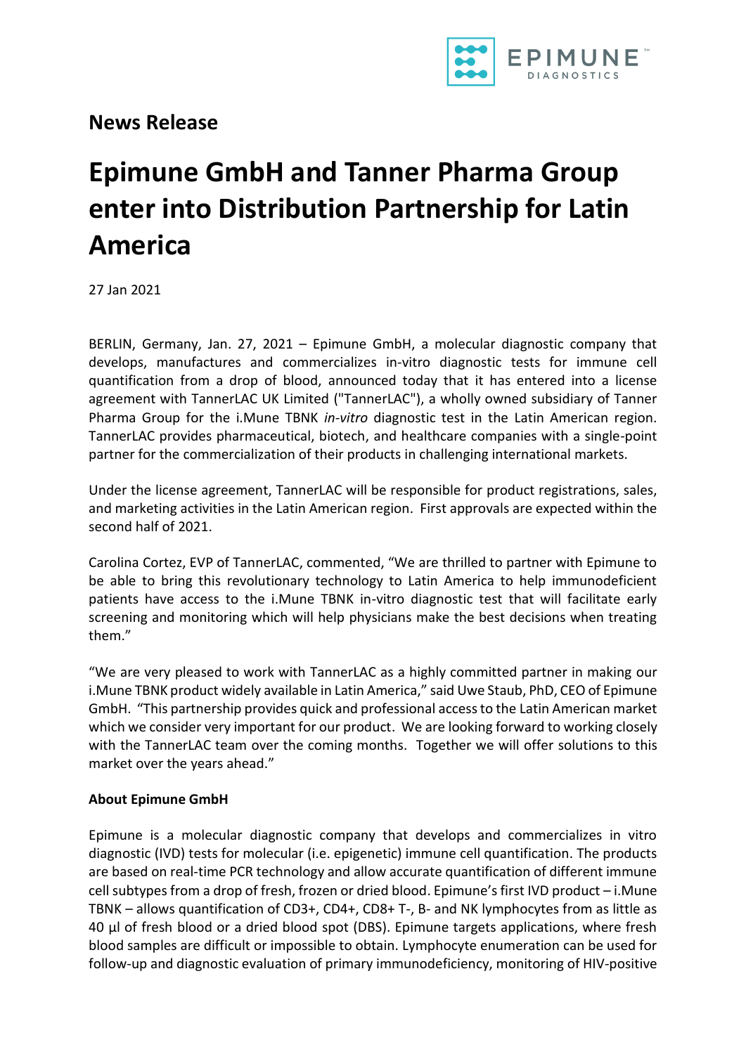**News Release**

# Epimune GmbH and Tanner Pharma Group enter into Distribution Partnership for Latin America

27 Jan 2021

BERLIN, Germany, Jan. 27, 2021 – Epimune GmbH, a molecular diagnostic company that develops, manufactures and commercializes in-vitro diagnostic tests for immune cell quantification from a drop of blood, announced today that it has entered into a license agreement with TannerLAC UK Limited ("TannerLAC"), a wholly owned subsidiary of Tanner Pharma Group for the i.Mune TBNK *in-vitro* diagnostic test in the Latin American region. TannerLAC provides pharmaceutical, biotech, and healthcare companies with a single-point partner for the commercialization of their products in challenging international markets.

Under the license agreement, TannerLAC will be responsible for product registrations, sales, and marketing activities in the Latin American region. First approvals are expected within the second half of 2021.

Carolina Cortez, EVP of TannerLAC, commented, "We are thrilled to partner with Epimune to be able to bring this revolutionary technology to Latin America to help immunodeficient patients have access to the i.Mune TBNK in-vitro diagnostic test that will facilitate early screening and monitoring which will help physicians make the best decisions when treating them."

"We are very pleased to work with TannerLAC as a highly committed partner in making our i.Mune TBNK product widely available in Latin America," said Uwe Staub, PhD, CEO of Epimune GmbH. "This partnership provides quick and professional access to the Latin American market which we consider very important for our product. We are looking forward to working closely with the TannerLAC team over the coming months. Together we will offer solutions to this market over the years ahead."

**About Epimune GmbH**

Epimune is a molecular diagnostic company that develops and commercializes in vitro diagnostic (IVD) tests for molecular (i.e. epigenetic) immune cell quantification. The products are based on real-time PCR technology and allow accurate quantification of different immune cell subtypes from a drop of fresh, frozen or dried blood. Epimune's first IVD product – i.Mune TBNK – allows quantification of CD3+, CD4+, CD8+ T-, B- and NK lymphocytes from as little as 40 µl of fresh blood or a dried blood spot (DBS). Epimune targets applications, where fresh blood samples are difficult or impossible to obtain. Lymphocyte enumeration can be used for follow-up and diagnostic evaluation of primary immunodeficiency, monitoring of HIV-positive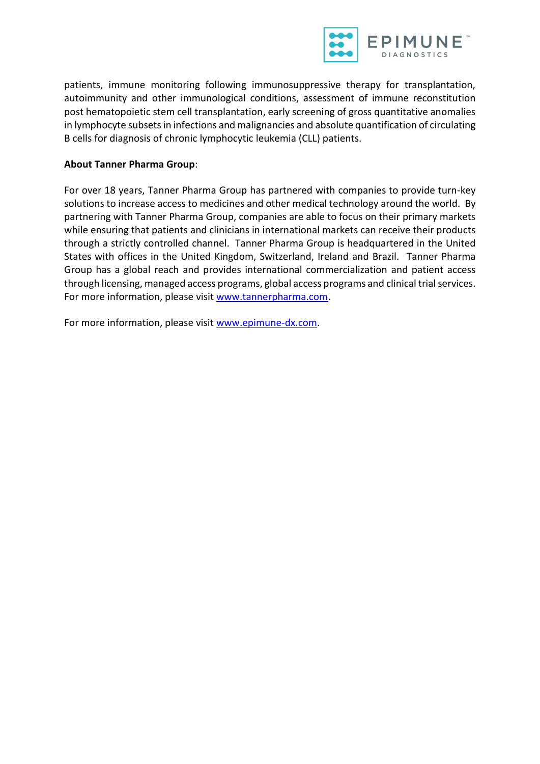patients, immune monitoring following immunosuppressive therapy for transplantation, autoimmunity and other immunological conditions, assessment of immune reconstitution post hematopoietic stem cell transplantation, early screening of gross quantitative anomalies in lymphocyte subsets in infections and malignancies and absolute quantification of circulating B cells for diagnosis of chronic lymphocytic leukemia (CLL) patients.

**About Tanner Pharma Group**:

For over 18 years, Tanner Pharma Group has partnered with companies to provide turn-key solutions to increase access to medicines and other medical technology around the world. By partnering with Tanner Pharma Group, companies are able to focus on their primary markets while ensuring that patients and clinicians in international markets can receive their products through a strictly controlled channel. Tanner Pharma Group is headquartered in the United States with offices in the United Kingdom, Switzerland, Ireland and Brazil. Tanner Pharma Group has a global reach and provides international commercialization and patient access through licensing, managed access programs, global access programs and clinical trial services. For more information, please visit www.tannerpharma.com.

For more information, please visit www.epimune-dx.com.